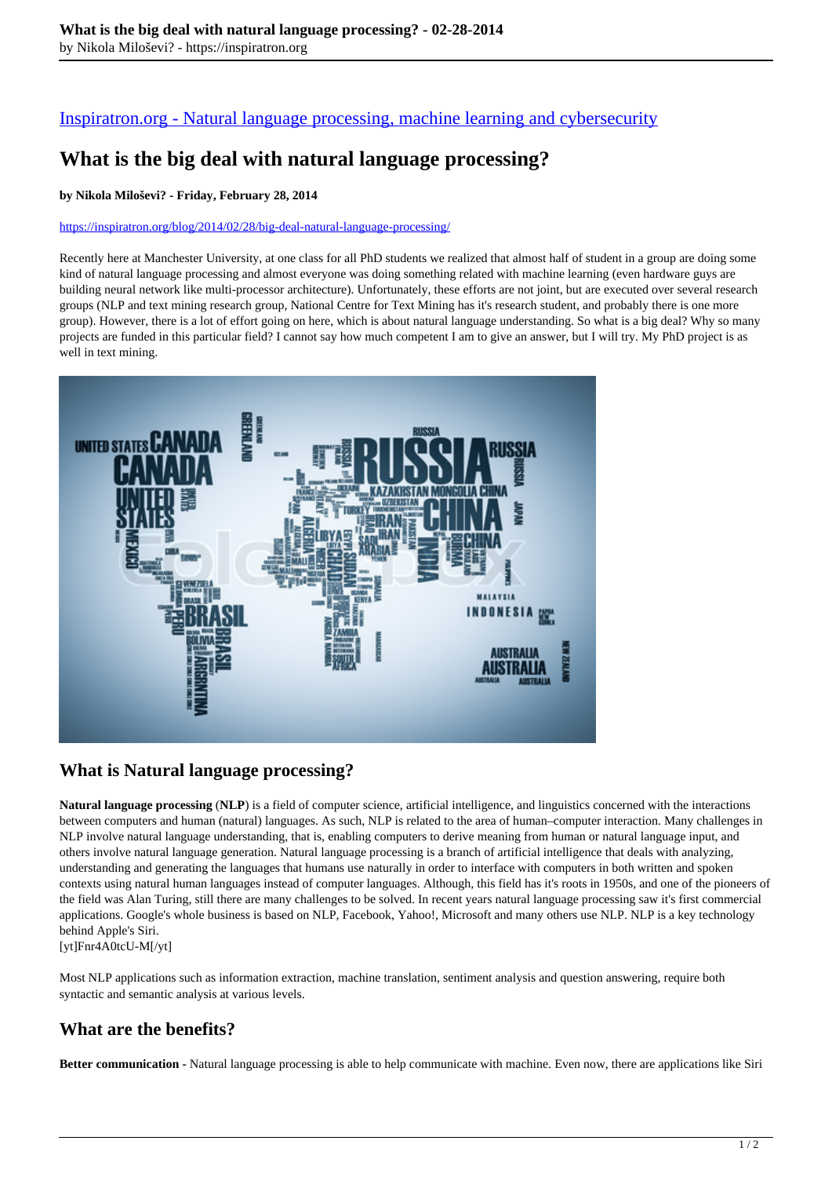[Inspiratron.org - Natural language processing, machine learning and cybersecurity](https://inspiratron.org)

# What is the big deal with natural language processing?

**by Nikola Miloševi? - Friday, February 28, 2014**

https://inspiratron.org/blog/2014/02/28/big-deal-natural-language-processing/

Recently here at Manchester University, at one class for all PhD students we realized that almost half of student in a group are doing some kind of natural language processing and almost everyone was doing something related with machine learning (even hardware guys are building neural network like multi-processor architecture). Unfortunately, these efforts are not joint, but are executed over several research groups (NLP and text mining research group, National Centre for Text Mining has it's research student, and probably there is one more group). However, there is a lot of effort going on here, which is about natural language understanding. So what is a big deal? Why so many projects are funded in this particular field? I cannot say how much competent I am to give an answer, but I will try. My PhD project is as well in text mining.

## What is Natural language processing?

**Natural language processing** (**NLP**) is a field of computer science, artificial intelligence, and linguistics concerned with the interactions between computers and human (natural) languages. As such, NLP is related to the area of human–computer interaction. Many challenges in NLP involve natural language understanding, that is, enabling computers to derive meaning from human or natural language input, and others involve natural language generation. Natural language processing is a branch of artificial intelligence that deals with analyzing, understanding and generating the languages that humans use naturally in order to interface with computers in both written and spoken contexts using natural human languages instead of computer languages. Although, this field has it's roots in 1950s, and one of the pioneers of the field was Alan Turing, still there are many challenges to be solved. In recent years natural language processing saw it's first commercial applications. Google's whole business is based on NLP, Facebook, Yahoo!, Microsoft and many others use NLP. NLP is a key technology behind Apple's Siri.
[yt]Fnr4A0tcU-M[/yt]

Most NLP applications such as information extraction, machine translation, sentiment analysis and question answering, require both syntactic and semantic analysis at various levels.

## What are the benefits?

**Better communication -** Natural language processing is able to help communicate with machine. Even now, there are applications like Siri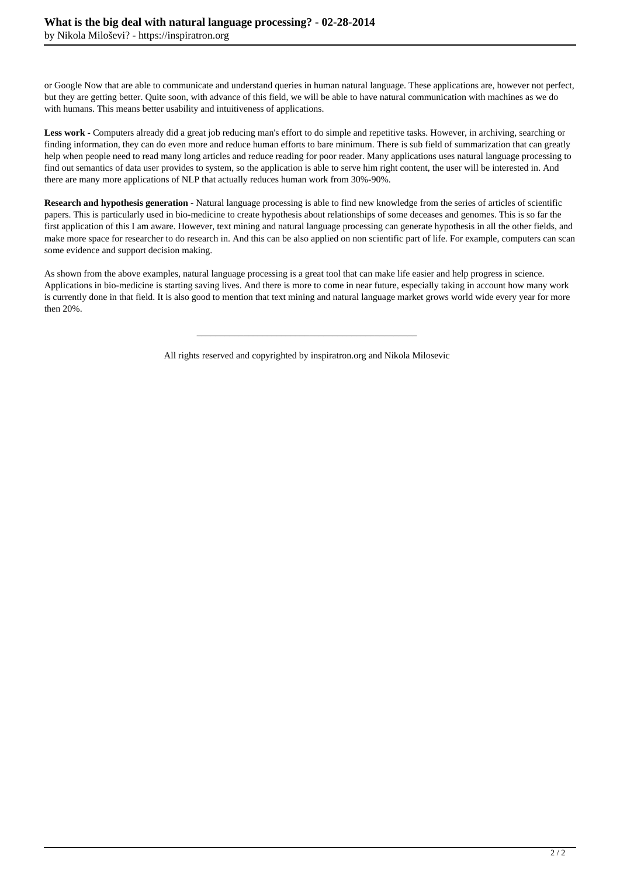or Google Now that are able to communicate and understand queries in human natural language. These applications are, however not perfect, but they are getting better. Quite soon, with advance of this field, we will be able to have natural communication with machines as we do with humans. This means better usability and intuitiveness of applications.

**Less work -** Computers already did a great job reducing man's effort to do simple and repetitive tasks. However, in archiving, searching or finding information, they can do even more and reduce human efforts to bare minimum. There is sub field of summarization that can greatly help when people need to read many long articles and reduce reading for poor reader. Many applications uses natural language processing to find out semantics of data user provides to system, so the application is able to serve him right content, the user will be interested in. And there are many more applications of NLP that actually reduces human work from 30%-90%.

**Research and hypothesis generation -** Natural language processing is able to find new knowledge from the series of articles of scientific papers. This is particularly used in bio-medicine to create hypothesis about relationships of some deceases and genomes. This is so far the first application of this I am aware. However, text mining and natural language processing can generate hypothesis in all the other fields, and make more space for researcher to do research in. And this can be also applied on non scientific part of life. For example, computers can scan some evidence and support decision making.

As shown from the above examples, natural language processing is a great tool that can make life easier and help progress in science. Applications in bio-medicine is starting saving lives. And there is more to come in near future, especially taking in account how many work is currently done in that field. It is also good to mention that text mining and natural language market grows world wide every year for more then 20%.

---

All rights reserved and copyrighted by inspiratron.org and Nikola Milosevic